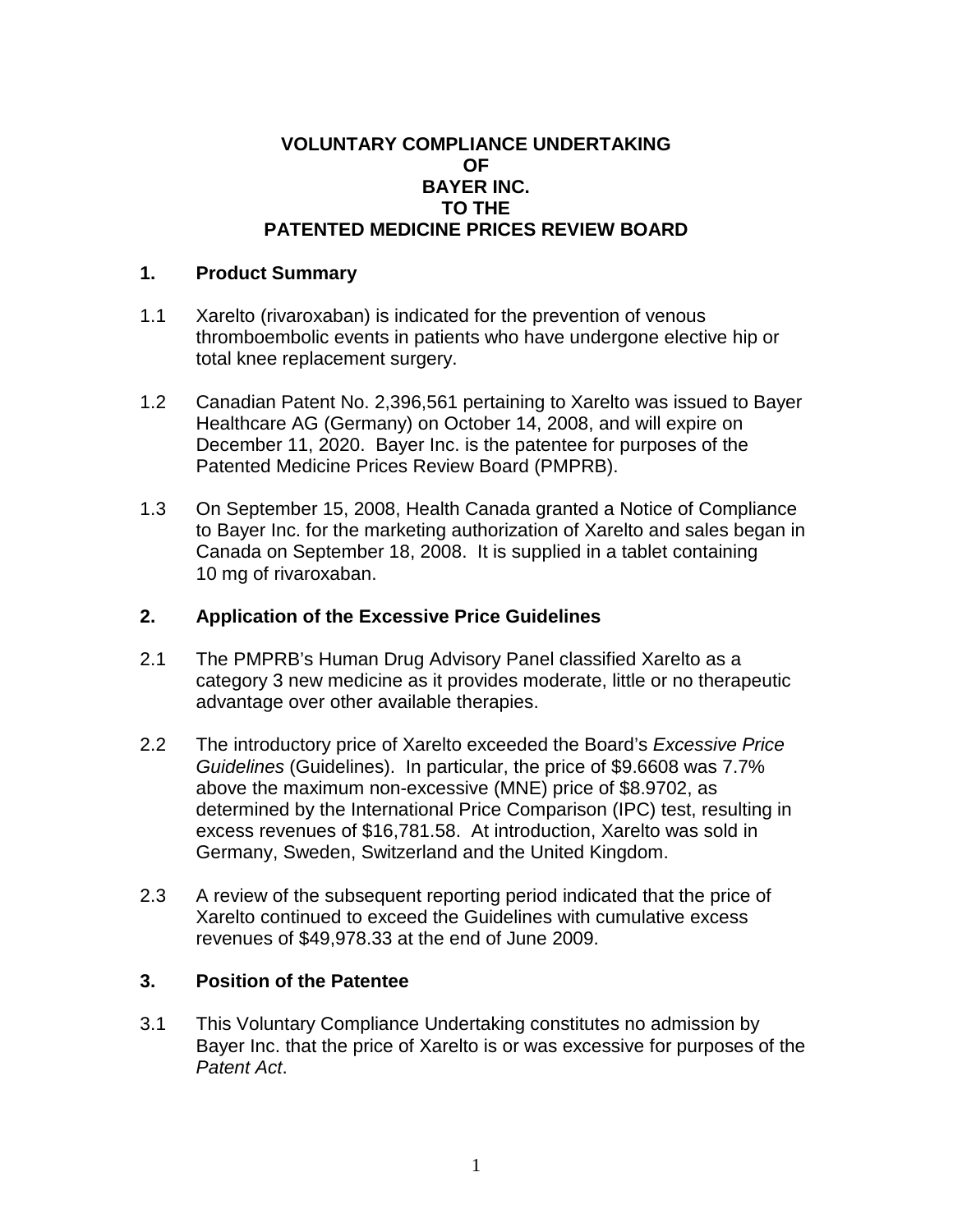# VOLUNTARY COMPLIANCE UNDERTAKING OF BAYER INC. TO THE PATENTED MEDICINE PRICES REVIEW BOARD

## 1. Product Summary

1.1 Xarelto (rivaroxaban) is indicated for the prevention of venous thromboembolic events in patients who have undergone elective hip or total knee replacement surgery.

1.2 Canadian Patent No. 2,396,561 pertaining to Xarelto was issued to Bayer Healthcare AG (Germany) on October 14, 2008, and will expire on December 11, 2020. Bayer Inc. is the patentee for purposes of the Patented Medicine Prices Review Board (PMPRB).

1.3 On September 15, 2008, Health Canada granted a Notice of Compliance to Bayer Inc. for the marketing authorization of Xarelto and sales began in Canada on September 18, 2008. It is supplied in a tablet containing 10 mg of rivaroxaban.

## 2. Application of the Excessive Price Guidelines

2.1 The PMPRB's Human Drug Advisory Panel classified Xarelto as a category 3 new medicine as it provides moderate, little or no therapeutic advantage over other available therapies.

2.2 The introductory price of Xarelto exceeded the Board's *Excessive Price Guidelines* (Guidelines). In particular, the price of $9.6608 was 7.7% above the maximum non-excessive (MNE) price of $8.9702, as determined by the International Price Comparison (IPC) test, resulting in excess revenues of $16,781.58. At introduction, Xarelto was sold in Germany, Sweden, Switzerland and the United Kingdom.

2.3 A review of the subsequent reporting period indicated that the price of Xarelto continued to exceed the Guidelines with cumulative excess revenues of $49,978.33 at the end of June 2009.

## 3. Position of the Patentee

3.1 This Voluntary Compliance Undertaking constitutes no admission by Bayer Inc. that the price of Xarelto is or was excessive for purposes of the *Patent Act*.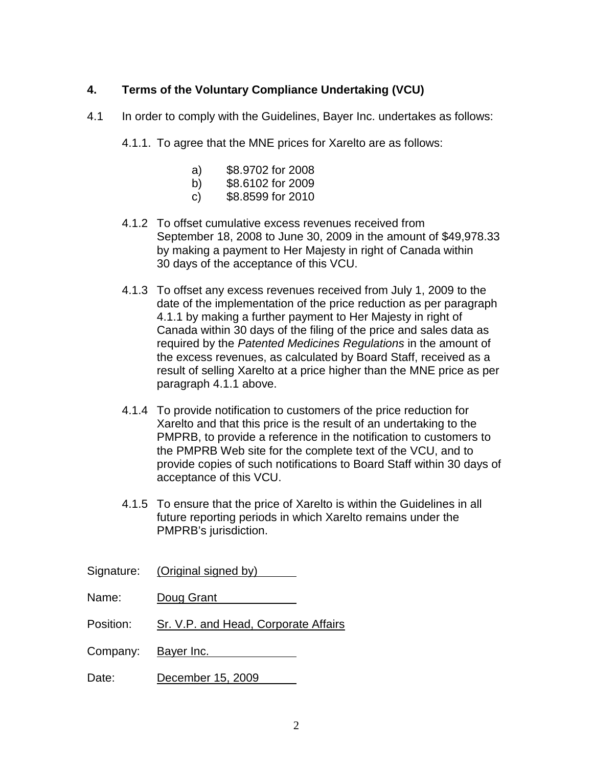## 4. Terms of the Voluntary Compliance Undertaking (VCU)

4.1 In order to comply with the Guidelines, Bayer Inc. undertakes as follows:

4.1.1. To agree that the MNE prices for Xarelto are as follows:

a) $8.9702 for 2008
b) $8.6102 for 2009
c) $8.8599 for 2010

4.1.2 To offset cumulative excess revenues received from September 18, 2008 to June 30, 2009 in the amount of $49,978.33 by making a payment to Her Majesty in right of Canada within 30 days of the acceptance of this VCU.

4.1.3 To offset any excess revenues received from July 1, 2009 to the date of the implementation of the price reduction as per paragraph 4.1.1 by making a further payment to Her Majesty in right of Canada within 30 days of the filing of the price and sales data as required by the *Patented Medicines Regulations* in the amount of the excess revenues, as calculated by Board Staff, received as a result of selling Xarelto at a price higher than the MNE price as per paragraph 4.1.1 above.

4.1.4 To provide notification to customers of the price reduction for Xarelto and that this price is the result of an undertaking to the PMPRB, to provide a reference in the notification to customers to the PMPRB Web site for the complete text of the VCU, and to provide copies of such notifications to Board Staff within 30 days of acceptance of this VCU.

4.1.5 To ensure that the price of Xarelto is within the Guidelines in all future reporting periods in which Xarelto remains under the PMPRB's jurisdiction.

Signature: (Original signed by)

Name: Doug Grant

Position: Sr. V.P. and Head, Corporate Affairs

Company: Bayer Inc.

Date: December 15, 2009